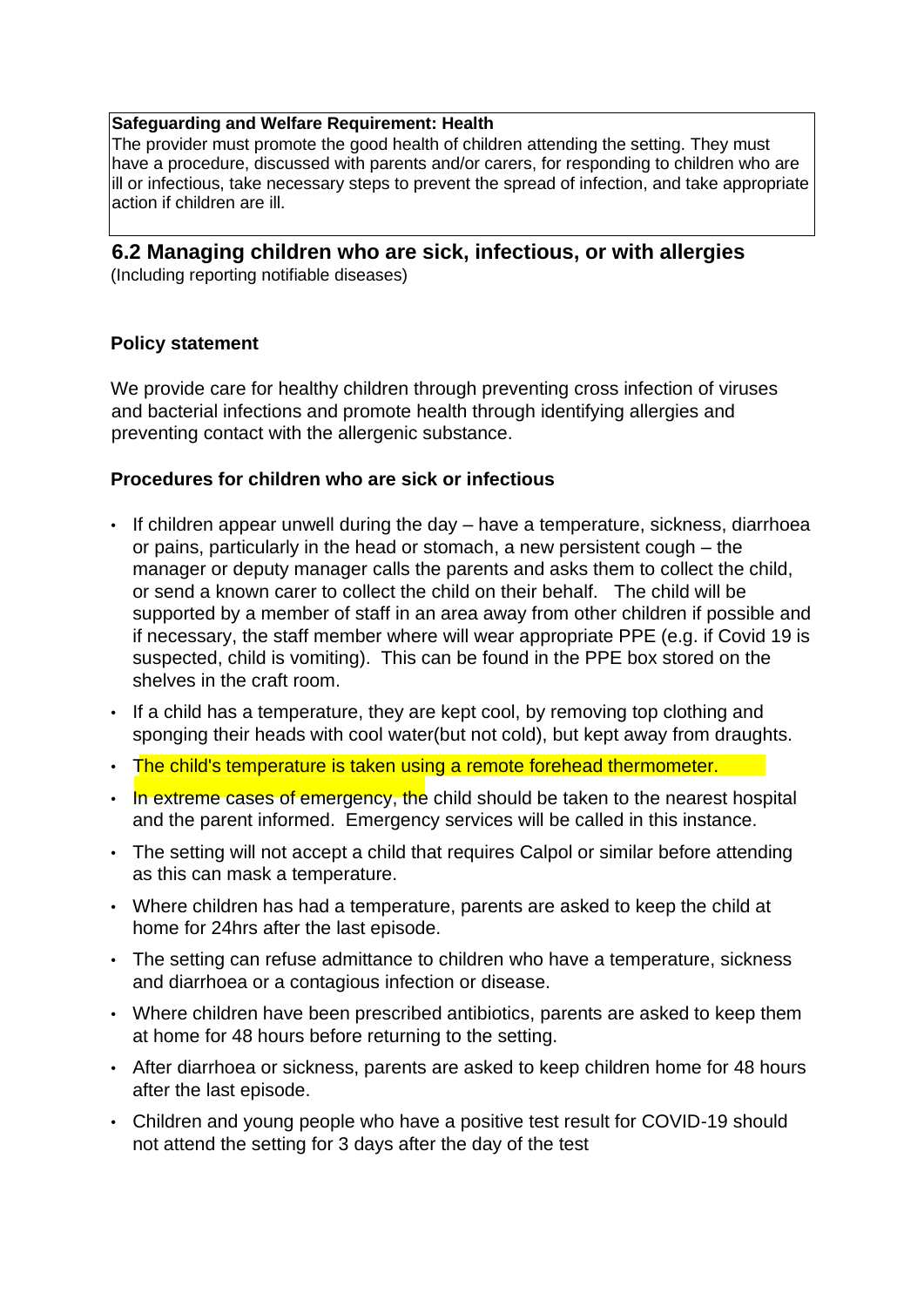**Safeguarding and Welfare Requirement: Health**

The provider must promote the good health of children attending the setting. They must have a procedure, discussed with parents and/or carers, for responding to children who are ill or infectious, take necessary steps to prevent the spread of infection, and take appropriate action if children are ill.

## 6.2 Managing children who are sick, infectious, or with allergies

(Including reporting notifiable diseases)

### Policy statement

We provide care for healthy children through preventing cross infection of viruses and bacterial infections and promote health through identifying allergies and preventing contact with the allergenic substance.

### Procedures for children who are sick or infectious

- If children appear unwell during the day – have a temperature, sickness, diarrhoea or pains, particularly in the head or stomach, a new persistent cough – the manager or deputy manager calls the parents and asks them to collect the child, or send a known carer to collect the child on their behalf. The child will be supported by a member of staff in an area away from other children if possible and if necessary, the staff member where will wear appropriate PPE (e.g. if Covid 19 is suspected, child is vomiting). This can be found in the PPE box stored on the shelves in the craft room.
- If a child has a temperature, they are kept cool, by removing top clothing and sponging their heads with cool water(but not cold), but kept away from draughts.
- The child's temperature is taken using a remote forehead thermometer.
- In extreme cases of emergency, the child should be taken to the nearest hospital and the parent informed. Emergency services will be called in this instance.
- The setting will not accept a child that requires Calpol or similar before attending as this can mask a temperature.
- Where children has had a temperature, parents are asked to keep the child at home for 24hrs after the last episode.
- The setting can refuse admittance to children who have a temperature, sickness and diarrhoea or a contagious infection or disease.
- Where children have been prescribed antibiotics, parents are asked to keep them at home for 48 hours before returning to the setting.
- After diarrhoea or sickness, parents are asked to keep children home for 48 hours after the last episode.
- Children and young people who have a positive test result for COVID-19 should not attend the setting for 3 days after the day of the test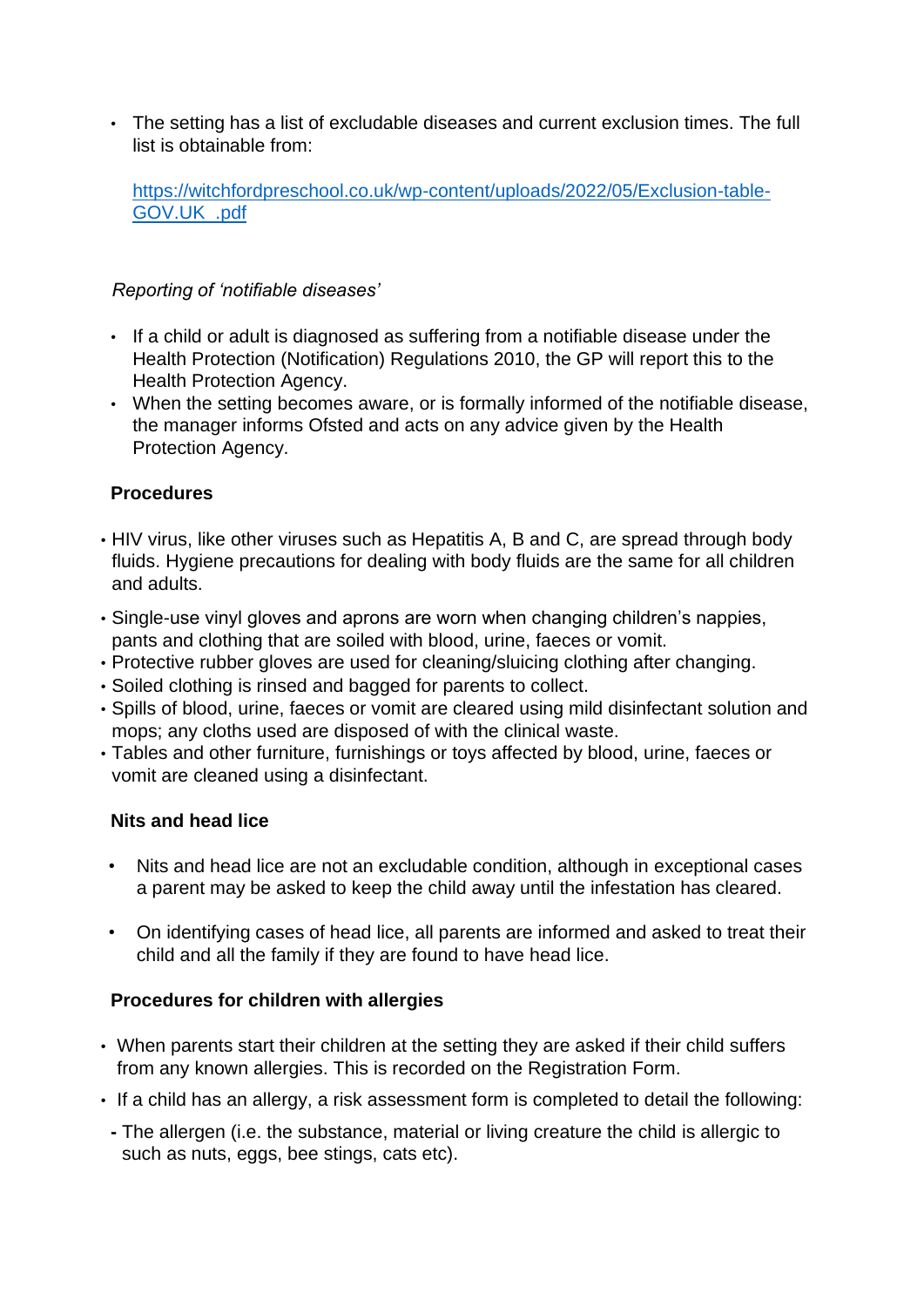- The setting has a list of excludable diseases and current exclusion times. The full list is obtainable from:

  [https://witchfordpreschool.co.uk/wp-content/uploads/2022/05/Exclusion-table-GOV.UK_.pdf](https://witchfordpreschool.co.uk/wp-content/uploads/2022/05/Exclusion-table-GOV.UK_.pdf)

*Reporting of 'notifiable diseases'*

- If a child or adult is diagnosed as suffering from a notifiable disease under the Health Protection (Notification) Regulations 2010, the GP will report this to the Health Protection Agency.
- When the setting becomes aware, or is formally informed of the notifiable disease, the manager informs Ofsted and acts on any advice given by the Health Protection Agency.

**Procedures**

- HIV virus, like other viruses such as Hepatitis A, B and C, are spread through body fluids. Hygiene precautions for dealing with body fluids are the same for all children and adults.
- Single-use vinyl gloves and aprons are worn when changing children's nappies, pants and clothing that are soiled with blood, urine, faeces or vomit.
- Protective rubber gloves are used for cleaning/sluicing clothing after changing.
- Soiled clothing is rinsed and bagged for parents to collect.
- Spills of blood, urine, faeces or vomit are cleared using mild disinfectant solution and mops; any cloths used are disposed of with the clinical waste.
- Tables and other furniture, furnishings or toys affected by blood, urine, faeces or vomit are cleaned using a disinfectant.

**Nits and head lice**

- Nits and head lice are not an excludable condition, although in exceptional cases a parent may be asked to keep the child away until the infestation has cleared.
- On identifying cases of head lice, all parents are informed and asked to treat their child and all the family if they are found to have head lice.

**Procedures for children with allergies**

- When parents start their children at the setting they are asked if their child suffers from any known allergies. This is recorded on the Registration Form.
- If a child has an allergy, a risk assessment form is completed to detail the following:
  - The allergen (i.e. the substance, material or living creature the child is allergic to such as nuts, eggs, bee stings, cats etc).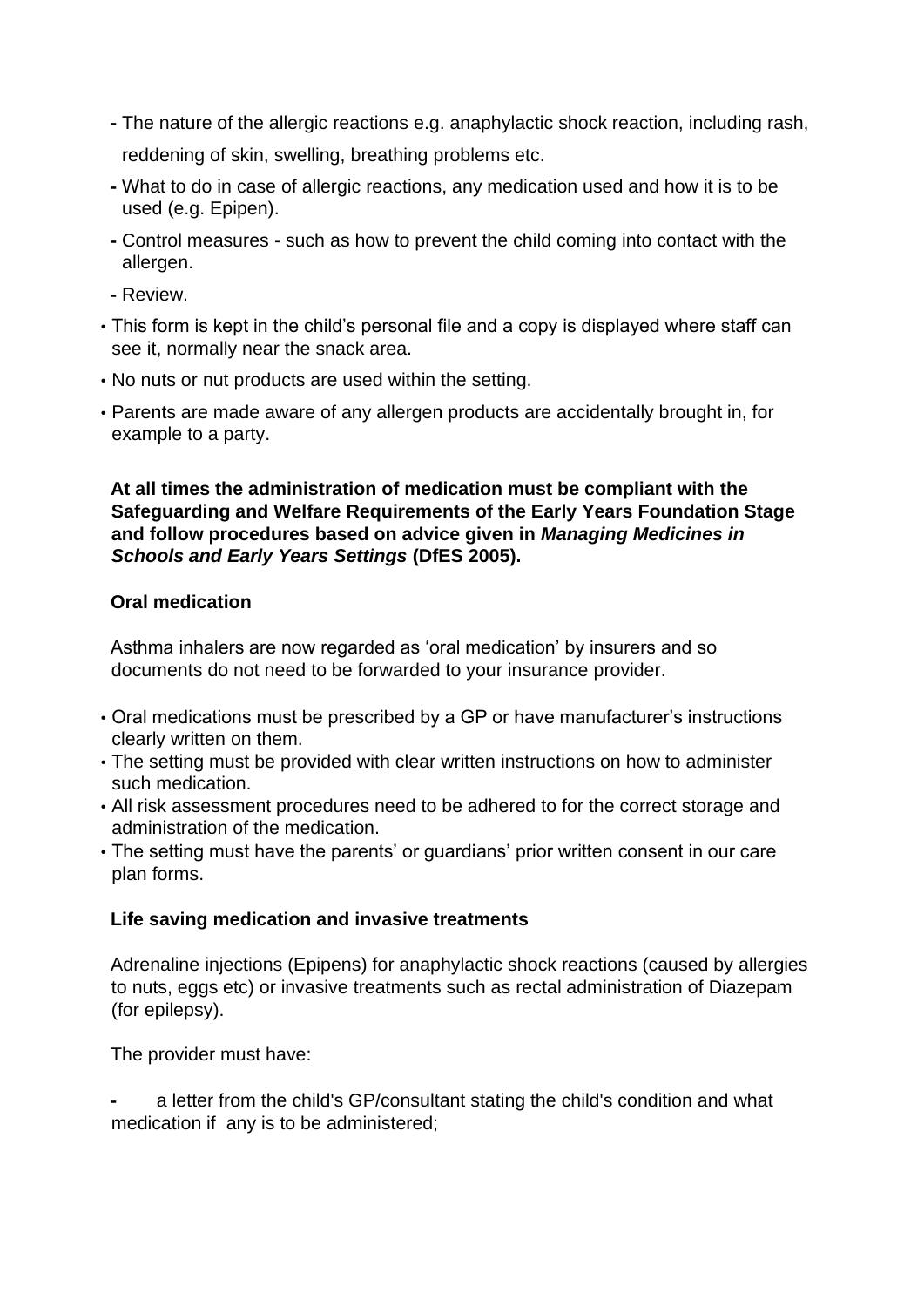- The nature of the allergic reactions e.g. anaphylactic shock reaction, including rash, reddening of skin, swelling, breathing problems etc.
- What to do in case of allergic reactions, any medication used and how it is to be used (e.g. Epipen).
- Control measures - such as how to prevent the child coming into contact with the allergen.
- Review.

- This form is kept in the child's personal file and a copy is displayed where staff can see it, normally near the snack area.
- No nuts or nut products are used within the setting.
- Parents are made aware of any allergen products are accidentally brought in, for example to a party.

**At all times the administration of medication must be compliant with the Safeguarding and Welfare Requirements of the Early Years Foundation Stage and follow procedures based on advice given in *Managing Medicines in Schools and Early Years Settings* (DfES 2005).**

**Oral medication**

Asthma inhalers are now regarded as 'oral medication' by insurers and so documents do not need to be forwarded to your insurance provider.

- Oral medications must be prescribed by a GP or have manufacturer's instructions clearly written on them.
- The setting must be provided with clear written instructions on how to administer such medication.
- All risk assessment procedures need to be adhered to for the correct storage and administration of the medication.
- The setting must have the parents' or guardians' prior written consent in our care plan forms.

**Life saving medication and invasive treatments**

Adrenaline injections (Epipens) for anaphylactic shock reactions (caused by allergies to nuts, eggs etc) or invasive treatments such as rectal administration of Diazepam (for epilepsy).

The provider must have:

- a letter from the child's GP/consultant stating the child's condition and what medication if any is to be administered;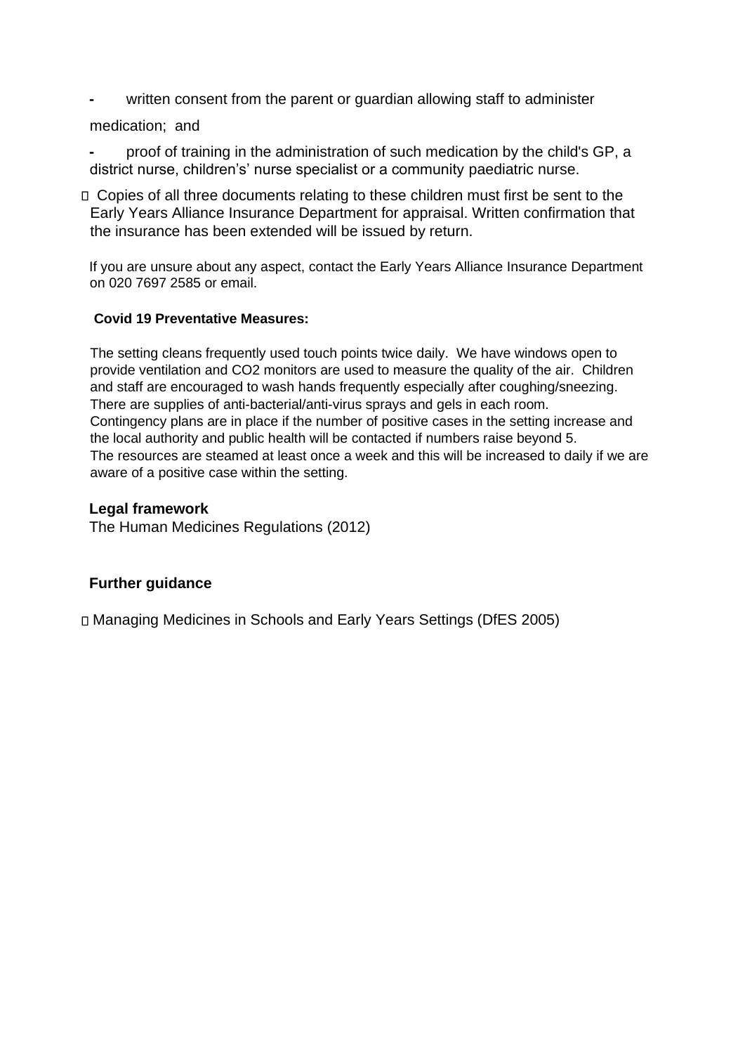- written consent from the parent or guardian allowing staff to administer medication; and
- proof of training in the administration of such medication by the child's GP, a district nurse, children's' nurse specialist or a community paediatric nurse.

- Copies of all three documents relating to these children must first be sent to the Early Years Alliance Insurance Department for appraisal. Written confirmation that the insurance has been extended will be issued by return.

If you are unsure about any aspect, contact the Early Years Alliance Insurance Department on 020 7697 2585 or email.

**Covid 19 Preventative Measures:**

The setting cleans frequently used touch points twice daily. We have windows open to provide ventilation and $CO_2$ monitors are used to measure the quality of the air. Children and staff are encouraged to wash hands frequently especially after coughing/sneezing. There are supplies of anti-bacterial/anti-virus sprays and gels in each room. Contingency plans are in place if the number of positive cases in the setting increase and the local authority and public health will be contacted if numbers raise beyond 5. The resources are steamed at least once a week and this will be increased to daily if we are aware of a positive case within the setting.

**Legal framework**

The Human Medicines Regulations (2012)

**Further guidance**

- Managing Medicines in Schools and Early Years Settings (DfES 2005)